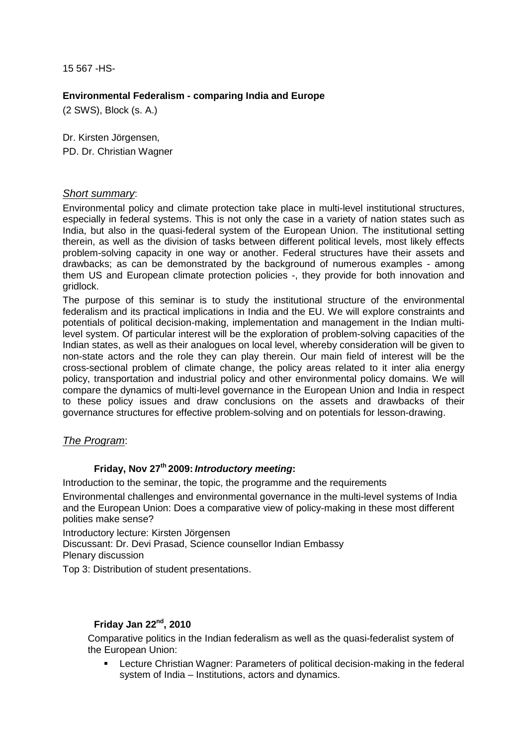15 567 -HS-

**Environmental Federalism - comparing India and Europe**

(2 SWS), Block (s. A.)

Dr. Kirsten Jörgensen,
PD. Dr. Christian Wagner

*Short summary*:

Environmental policy and climate protection take place in multi-level institutional structures, especially in federal systems. This is not only the case in a variety of nation states such as India, but also in the quasi-federal system of the European Union. The institutional setting therein, as well as the division of tasks between different political levels, most likely effects problem-solving capacity in one way or another. Federal structures have their assets and drawbacks; as can be demonstrated by the background of numerous examples - among them US and European climate protection policies -, they provide for both innovation and gridlock.

The purpose of this seminar is to study the institutional structure of the environmental federalism and its practical implications in India and the EU. We will explore constraints and potentials of political decision-making, implementation and management in the Indian multi-level system. Of particular interest will be the exploration of problem-solving capacities of the Indian states, as well as their analogues on local level, whereby consideration will be given to non-state actors and the role they can play therein. Our main field of interest will be the cross-sectional problem of climate change, the policy areas related to it inter alia energy policy, transportation and industrial policy and other environmental policy domains. We will compare the dynamics of multi-level governance in the European Union and India in respect to these policy issues and draw conclusions on the assets and drawbacks of their governance structures for effective problem-solving and on potentials for lesson-drawing.

*The Program*:

**Friday, Nov 27th 2009: *Introductory meeting*:**

Introduction to the seminar, the topic, the programme and the requirements

Environmental challenges and environmental governance in the multi-level systems of India and the European Union: Does a comparative view of policy-making in these most different polities make sense?

Introductory lecture: Kirsten Jörgensen
Discussant: Dr. Devi Prasad, Science counsellor Indian Embassy
Plenary discussion

Top 3: Distribution of student presentations.

**Friday Jan 22nd, 2010**

Comparative politics in the Indian federalism as well as the quasi-federalist system of the European Union:

- Lecture Christian Wagner: Parameters of political decision-making in the federal system of India – Institutions, actors and dynamics.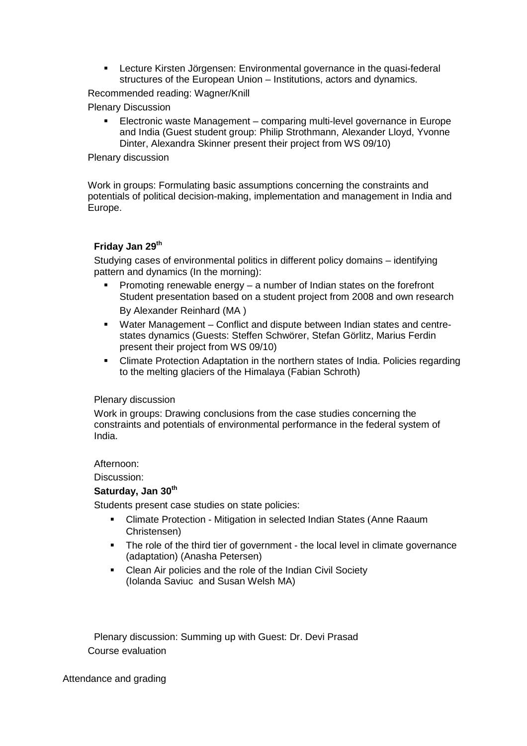- Lecture Kirsten Jörgensen: Environmental governance in the quasi-federal structures of the European Union – Institutions, actors and dynamics.

Recommended reading: Wagner/Knill

Plenary Discussion

- Electronic waste Management – comparing multi-level governance in Europe and India (Guest student group: Philip Strothmann, Alexander Lloyd, Yvonne Dinter, Alexandra Skinner present their project from WS 09/10)

Plenary discussion

Work in groups: Formulating basic assumptions concerning the constraints and potentials of political decision-making, implementation and management in India and Europe.

**Friday Jan 29th**

Studying cases of environmental politics in different policy domains – identifying pattern and dynamics (In the morning):

- Promoting renewable energy – a number of Indian states on the forefront Student presentation based on a student project from 2008 and own research By Alexander Reinhard (MA )
- Water Management – Conflict and dispute between Indian states and centre-states dynamics (Guests: Steffen Schwörer, Stefan Görlitz, Marius Ferdin present their project from WS 09/10)
- Climate Protection Adaptation in the northern states of India. Policies regarding to the melting glaciers of the Himalaya (Fabian Schroth)

Plenary discussion

Work in groups: Drawing conclusions from the case studies concerning the constraints and potentials of environmental performance in the federal system of India.

Afternoon:

Discussion:

**Saturday, Jan 30th**

Students present case studies on state policies:

- Climate Protection - Mitigation in selected Indian States (Anne Raaum Christensen)
- The role of the third tier of government - the local level in climate governance (adaptation) (Anasha Petersen)
- Clean Air policies and the role of the Indian Civil Society (Iolanda Saviuc and Susan Welsh MA)

Plenary discussion: Summing up with Guest: Dr. Devi Prasad

Course evaluation

Attendance and grading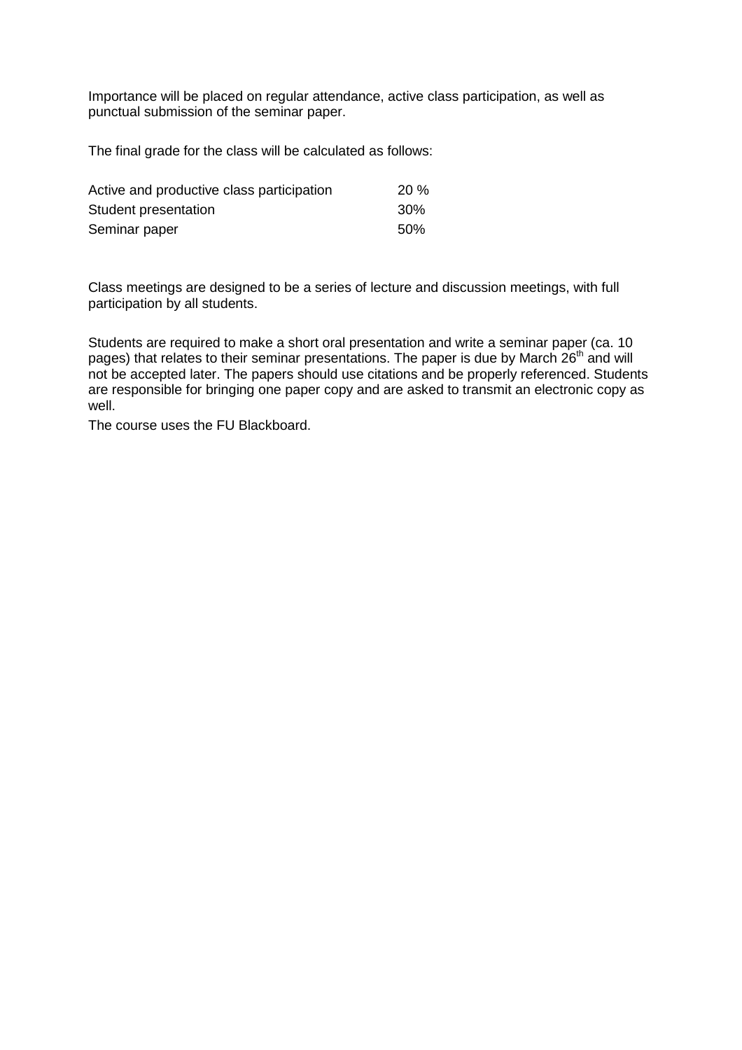Importance will be placed on regular attendance, active class participation, as well as punctual submission of the seminar paper.

The final grade for the class will be calculated as follows:

| | |
|---|---|
| Active and productive class participation | 20 % |
| Student presentation | 30% |
| Seminar paper | 50% |

Class meetings are designed to be a series of lecture and discussion meetings, with full participation by all students.

Students are required to make a short oral presentation and write a seminar paper (ca. 10 pages) that relates to their seminar presentations. The paper is due by March 26th and will not be accepted later. The papers should use citations and be properly referenced. Students are responsible for bringing one paper copy and are asked to transmit an electronic copy as well.

The course uses the FU Blackboard.